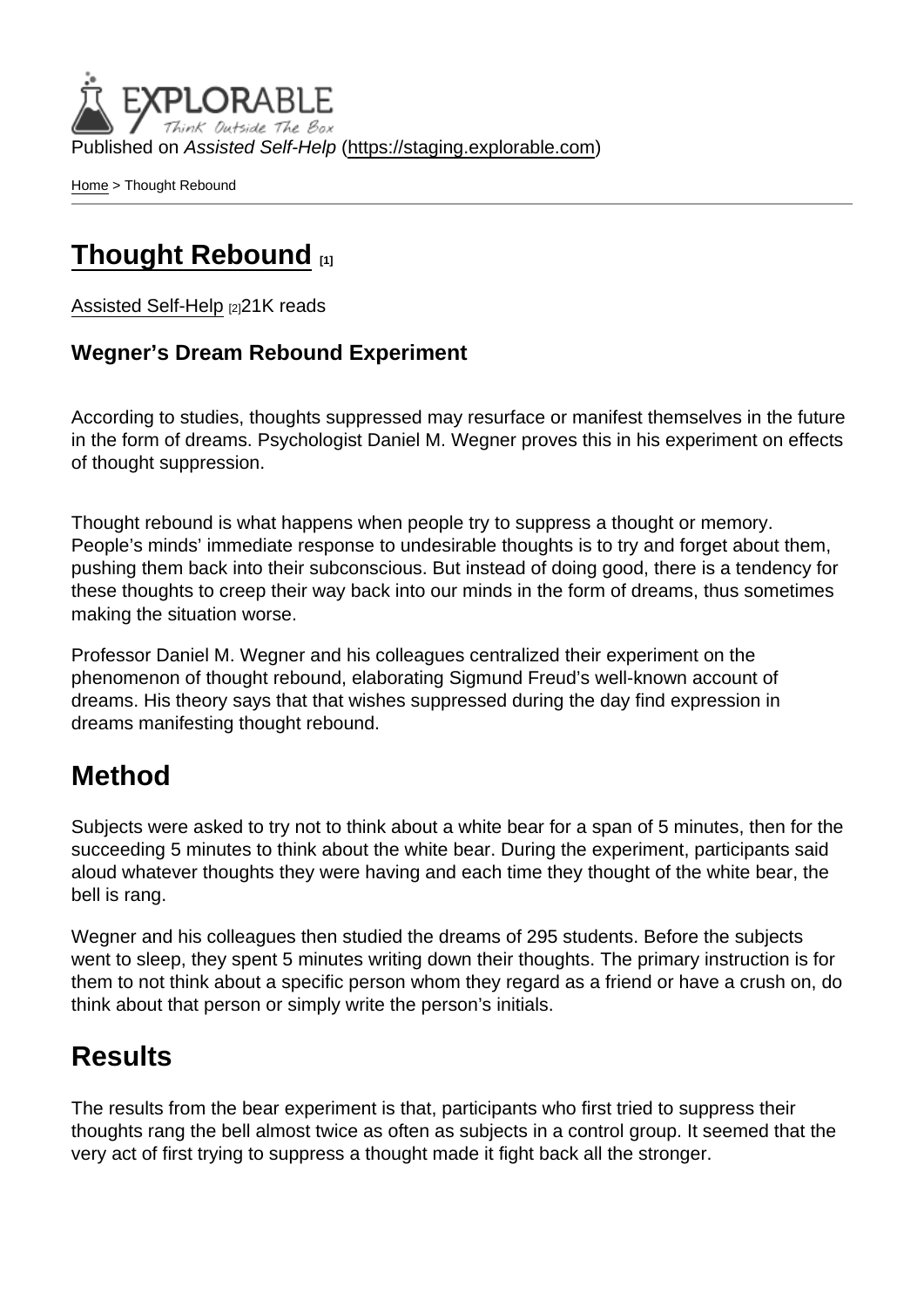Published on *Assisted Self-Help* (https://staging.explorable.com)

Home > Thought Rebound

# Thought Rebound [1]

Assisted Self-Help [2] 21K reads

**Wegner's Dream Rebound Experiment**

According to studies, thoughts suppressed may resurface or manifest themselves in the future in the form of dreams. Psychologist Daniel M. Wegner proves this in his experiment on effects of thought suppression.

Thought rebound is what happens when people try to suppress a thought or memory. People's minds' immediate response to undesirable thoughts is to try and forget about them, pushing them back into their subconscious. But instead of doing good, there is a tendency for these thoughts to creep their way back into our minds in the form of dreams, thus sometimes making the situation worse.

Professor Daniel M. Wegner and his colleagues centralized their experiment on the phenomenon of thought rebound, elaborating Sigmund Freud's well-known account of dreams. His theory says that that wishes suppressed during the day find expression in dreams manifesting thought rebound.

## Method

Subjects were asked to try not to think about a white bear for a span of 5 minutes, then for the succeeding 5 minutes to think about the white bear. During the experiment, participants said aloud whatever thoughts they were having and each time they thought of the white bear, the bell is rang.

Wegner and his colleagues then studied the dreams of 295 students. Before the subjects went to sleep, they spent 5 minutes writing down their thoughts. The primary instruction is for them to not think about a specific person whom they regard as a friend or have a crush on, do think about that person or simply write the person's initials.

## Results

The results from the bear experiment is that, participants who first tried to suppress their thoughts rang the bell almost twice as often as subjects in a control group. It seemed that the very act of first trying to suppress a thought made it fight back all the stronger.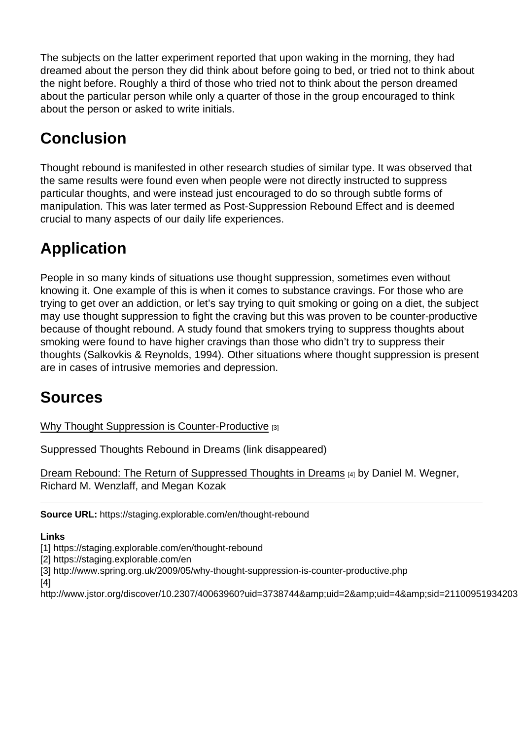The subjects on the latter experiment reported that upon waking in the morning, they had dreamed about the person they did think about before going to bed, or tried not to think about the night before. Roughly a third of those who tried not to think about the person dreamed about the particular person while only a quarter of those in the group encouraged to think about the person or asked to write initials.

## Conclusion

Thought rebound is manifested in other research studies of similar type. It was observed that the same results were found even when people were not directly instructed to suppress particular thoughts, and were instead just encouraged to do so through subtle forms of manipulation. This was later termed as Post-Suppression Rebound Effect and is deemed crucial to many aspects of our daily life experiences.

## Application

People in so many kinds of situations use thought suppression, sometimes even without knowing it. One example of this is when it comes to substance cravings. For those who are trying to get over an addiction, or let's say trying to quit smoking or going on a diet, the subject may use thought suppression to fight the craving but this was proven to be counter-productive because of thought rebound. A study found that smokers trying to suppress thoughts about smoking were found to have higher cravings than those who didn't try to suppress their thoughts (Salkovkis & Reynolds, 1994). Other situations where thought suppression is present are in cases of intrusive memories and depression.

## Sources

Why Thought Suppression is Counter-Productive [3]

Suppressed Thoughts Rebound in Dreams (link disappeared)

Dream Rebound: The Return of Suppressed Thoughts in Dreams [4] by Daniel M. Wegner, Richard M. Wenzlaff, and Megan Kozak

---

**Source URL:** https://staging.explorable.com/en/thought-rebound

**Links**
[1] https://staging.explorable.com/en/thought-rebound
[2] https://staging.explorable.com/en
[3] http://www.spring.org.uk/2009/05/why-thought-suppression-is-counter-productive.php
[4] http://www.jstor.org/discover/10.2307/40063960?uid=3738744&amp;uid=2&amp;uid=4&amp;sid=21100951934203